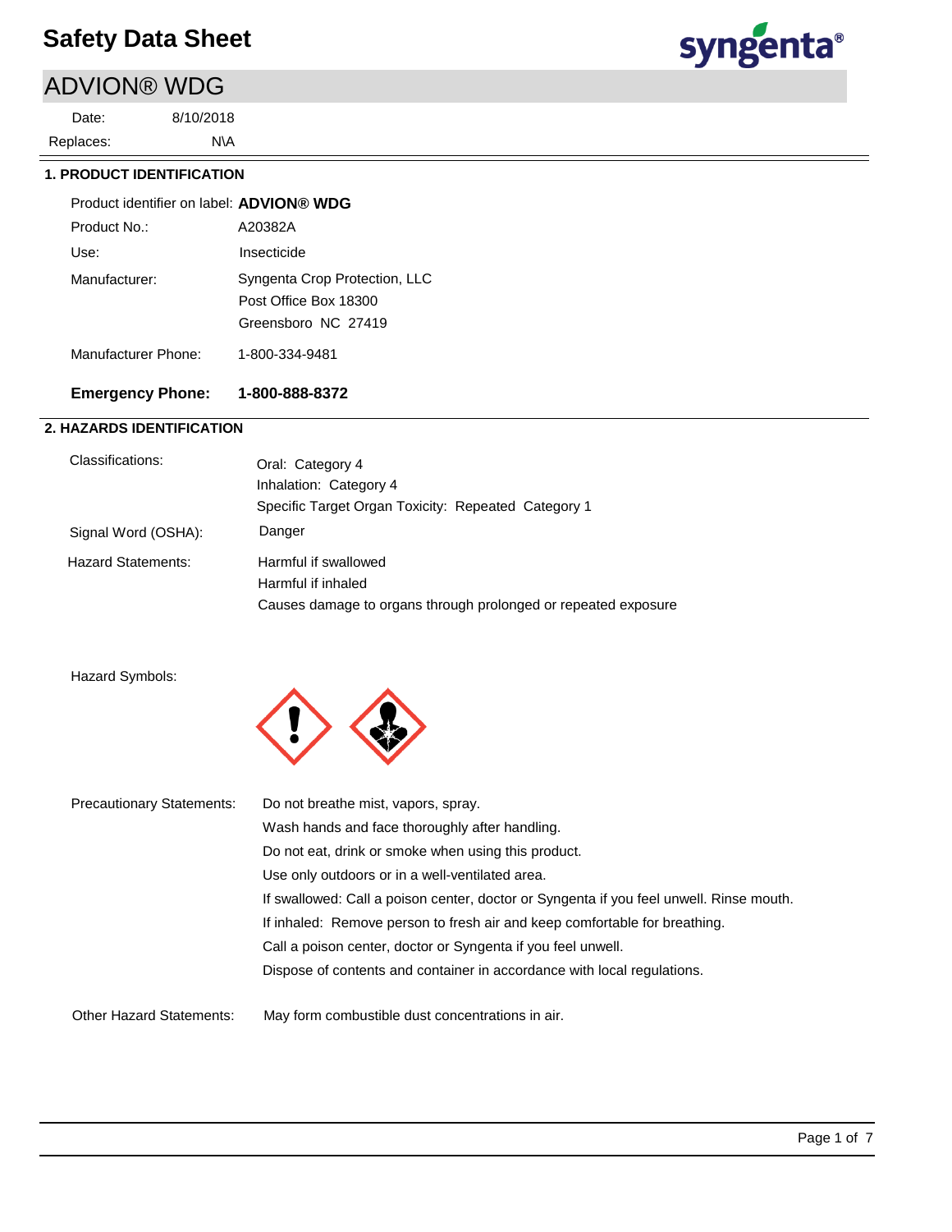# Safety Data Sheet

## ADVION® WDG

Date: 8/10/2018

Replaces: N\A

### 1. PRODUCT IDENTIFICATION

| | |
|---|---|
| Product identifier on label: | **ADVION® WDG** |
| Product No.: | A20382A |
| Use: | Insecticide |
| Manufacturer: | Syngenta Crop Protection, LLC<br>Post Office Box 18300<br>Greensboro NC 27419 |
| Manufacturer Phone: | 1-800-334-9481 |
| **Emergency Phone:** | **1-800-888-8372** |

### 2. HAZARDS IDENTIFICATION

| | |
|---|---|
| Classifications: | Oral: Category 4<br>Inhalation: Category 4<br>Specific Target Organ Toxicity: Repeated Category 1 |
| Signal Word (OSHA): | Danger |
| Hazard Statements: | Harmful if swallowed<br>Harmful if inhaled<br>Causes damage to organs through prolonged or repeated exposure |

Hazard Symbols:

| | |
|---|---|
| Precautionary Statements: | Do not breathe mist, vapors, spray.<br>Wash hands and face thoroughly after handling.<br>Do not eat, drink or smoke when using this product.<br>Use only outdoors or in a well-ventilated area.<br>If swallowed: Call a poison center, doctor or Syngenta if you feel unwell. Rinse mouth.<br>If inhaled: Remove person to fresh air and keep comfortable for breathing.<br>Call a poison center, doctor or Syngenta if you feel unwell.<br>Dispose of contents and container in accordance with local regulations. |
| Other Hazard Statements: | May form combustible dust concentrations in air. |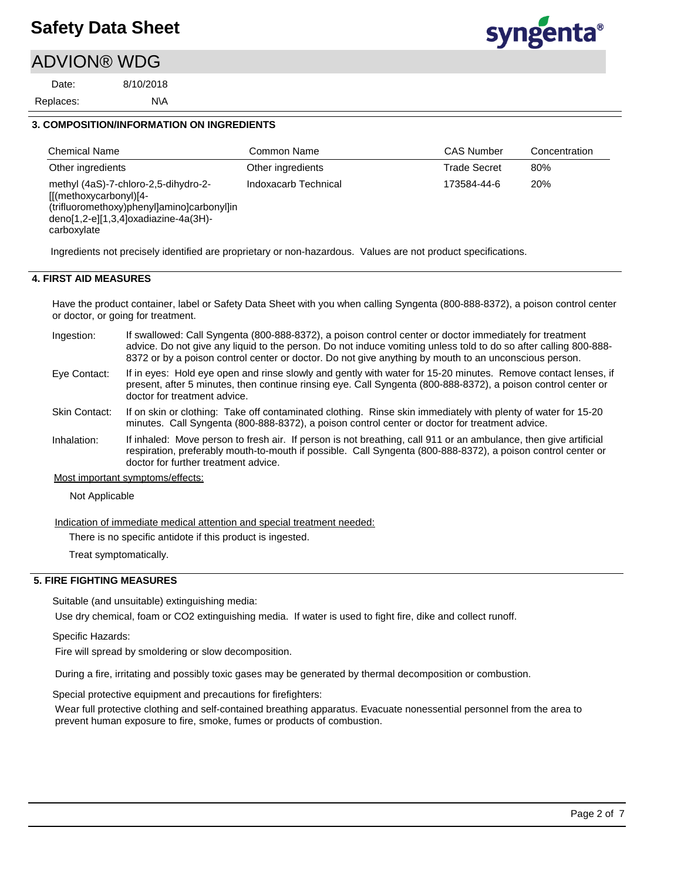## 3. COMPOSITION/INFORMATION ON INGREDIENTS

| Chemical Name | Common Name | CAS Number | Concentration |
| --- | --- | --- | --- |
| Other ingredients | Other ingredients | Trade Secret | 80% |
| methyl (4aS)-7-chloro-2,5-dihydro-2-[[(methoxycarbonyl)[4-(trifluoromethoxy)phenyl]amino]carbonyl]indeno[1,2-e][1,3,4]oxadiazine-4a(3H)-carboxylate | Indoxacarb Technical | 173584-44-6 | 20% |

Ingredients not precisely identified are proprietary or non-hazardous. Values are not product specifications.

## 4. FIRST AID MEASURES

Have the product container, label or Safety Data Sheet with you when calling Syngenta (800-888-8372), a poison control center or doctor, or going for treatment.

**Ingestion:** If swallowed: Call Syngenta (800-888-8372), a poison control center or doctor immediately for treatment advice. Do not give any liquid to the person. Do not induce vomiting unless told to do so after calling 800-888-8372 or by a poison control center or doctor. Do not give anything by mouth to an unconscious person.

**Eye Contact:** If in eyes: Hold eye open and rinse slowly and gently with water for 15-20 minutes. Remove contact lenses, if present, after 5 minutes, then continue rinsing eye. Call Syngenta (800-888-8372), a poison control center or doctor for treatment advice.

**Skin Contact:** If on skin or clothing: Take off contaminated clothing. Rinse skin immediately with plenty of water for 15-20 minutes. Call Syngenta (800-888-8372), a poison control center or doctor for treatment advice.

**Inhalation:** If inhaled: Move person to fresh air. If person is not breathing, call 911 or an ambulance, then give artificial respiration, preferably mouth-to-mouth if possible. Call Syngenta (800-888-8372), a poison control center or doctor for further treatment advice.

Most important symptoms/effects:

Not Applicable

Indication of immediate medical attention and special treatment needed:

There is no specific antidote if this product is ingested.

Treat symptomatically.

## 5. FIRE FIGHTING MEASURES

Suitable (and unsuitable) extinguishing media:

Use dry chemical, foam or CO2 extinguishing media. If water is used to fight fire, dike and collect runoff.

Specific Hazards:

Fire will spread by smoldering or slow decomposition.

During a fire, irritating and possibly toxic gases may be generated by thermal decomposition or combustion.

Special protective equipment and precautions for firefighters:

Wear full protective clothing and self-contained breathing apparatus. Evacuate nonessential personnel from the area to prevent human exposure to fire, smoke, fumes or products of combustion.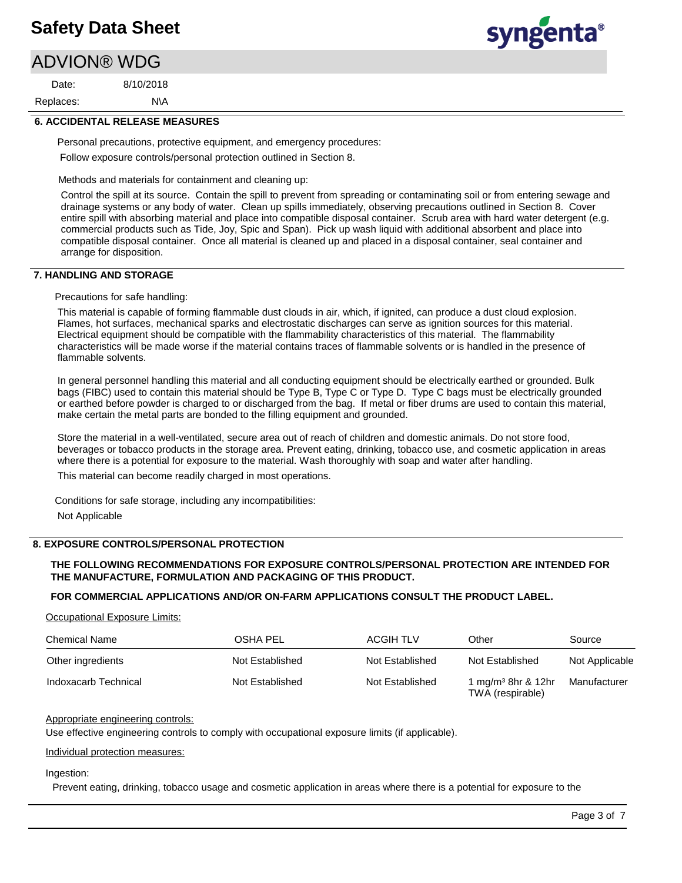## 6. ACCIDENTAL RELEASE MEASURES

Personal precautions, protective equipment, and emergency procedures:

Follow exposure controls/personal protection outlined in Section 8.

Methods and materials for containment and cleaning up:

Control the spill at its source. Contain the spill to prevent from spreading or contaminating soil or from entering sewage and drainage systems or any body of water. Clean up spills immediately, observing precautions outlined in Section 8. Cover entire spill with absorbing material and place into compatible disposal container. Scrub area with hard water detergent (e.g. commercial products such as Tide, Joy, Spic and Span). Pick up wash liquid with additional absorbent and place into compatible disposal container. Once all material is cleaned up and placed in a disposal container, seal container and arrange for disposition.

## 7. HANDLING AND STORAGE

Precautions for safe handling:

This material is capable of forming flammable dust clouds in air, which, if ignited, can produce a dust cloud explosion. Flames, hot surfaces, mechanical sparks and electrostatic discharges can serve as ignition sources for this material. Electrical equipment should be compatible with the flammability characteristics of this material. The flammability characteristics will be made worse if the material contains traces of flammable solvents or is handled in the presence of flammable solvents.

In general personnel handling this material and all conducting equipment should be electrically earthed or grounded. Bulk bags (FIBC) used to contain this material should be Type B, Type C or Type D. Type C bags must be electrically grounded or earthed before powder is charged to or discharged from the bag. If metal or fiber drums are used to contain this material, make certain the metal parts are bonded to the filling equipment and grounded.

Store the material in a well-ventilated, secure area out of reach of children and domestic animals. Do not store food, beverages or tobacco products in the storage area. Prevent eating, drinking, tobacco use, and cosmetic application in areas where there is a potential for exposure to the material. Wash thoroughly with soap and water after handling.

This material can become readily charged in most operations.

Conditions for safe storage, including any incompatibilities:

Not Applicable

## 8. EXPOSURE CONTROLS/PERSONAL PROTECTION

**THE FOLLOWING RECOMMENDATIONS FOR EXPOSURE CONTROLS/PERSONAL PROTECTION ARE INTENDED FOR THE MANUFACTURE, FORMULATION AND PACKAGING OF THIS PRODUCT.**

**FOR COMMERCIAL APPLICATIONS AND/OR ON-FARM APPLICATIONS CONSULT THE PRODUCT LABEL.**

Occupational Exposure Limits:

| Chemical Name | OSHA PEL | ACGIH TLV | Other | Source |
|---|---|---|---|---|
| Other ingredients | Not Established | Not Established | Not Established | Not Applicable |
| Indoxacarb Technical | Not Established | Not Established | 1 mg/m³ 8hr & 12hr TWA (respirable) | Manufacturer |

Appropriate engineering controls:

Use effective engineering controls to comply with occupational exposure limits (if applicable).

Individual protection measures:

Ingestion:

Prevent eating, drinking, tobacco usage and cosmetic application in areas where there is a potential for exposure to the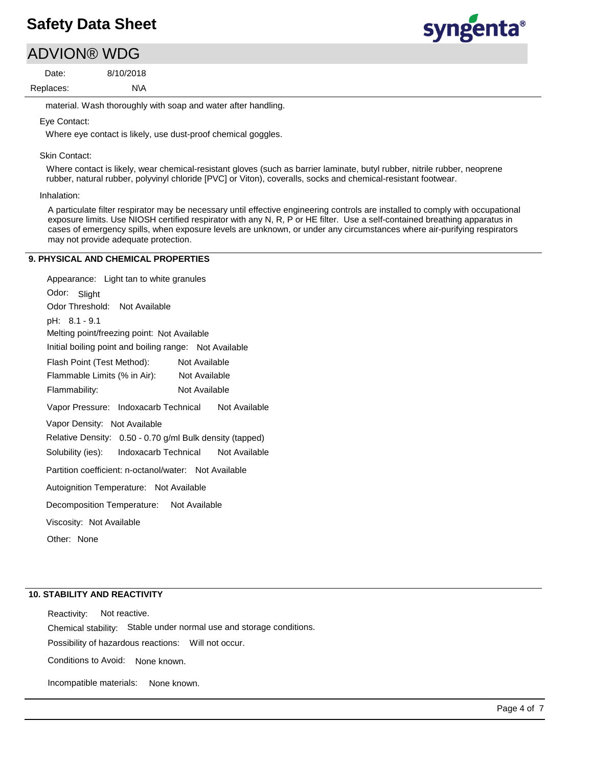material. Wash thoroughly with soap and water after handling.

Eye Contact:

Where eye contact is likely, use dust-proof chemical goggles.

Skin Contact:

Where contact is likely, wear chemical-resistant gloves (such as barrier laminate, butyl rubber, nitrile rubber, neoprene rubber, natural rubber, polyvinyl chloride [PVC] or Viton), coveralls, socks and chemical-resistant footwear.

Inhalation:

A particulate filter respirator may be necessary until effective engineering controls are installed to comply with occupational exposure limits. Use NIOSH certified respirator with any N, R, P or HE filter. Use a self-contained breathing apparatus in cases of emergency spills, when exposure levels are unknown, or under any circumstances where air-purifying respirators may not provide adequate protection.

## 9. PHYSICAL AND CHEMICAL PROPERTIES

Appearance: Light tan to white granules

Odor: Slight

Odor Threshold: Not Available

pH: 8.1 - 9.1

Melting point/freezing point: Not Available

Initial boiling point and boiling range: Not Available

Flash Point (Test Method): Not Available

Flammable Limits (% in Air): Not Available

Flammability: Not Available

Vapor Pressure: Indoxacarb Technical Not Available

Vapor Density: Not Available

Relative Density: 0.50 - 0.70 g/ml Bulk density (tapped)

Solubility (ies): Indoxacarb Technical Not Available

Partition coefficient: n-octanol/water: Not Available

Autoignition Temperature: Not Available

Decomposition Temperature: Not Available

Viscosity: Not Available

Other: None

## 10. STABILITY AND REACTIVITY

Reactivity: Not reactive.

Chemical stability: Stable under normal use and storage conditions.

Possibility of hazardous reactions: Will not occur.

Conditions to Avoid: None known.

Incompatible materials: None known.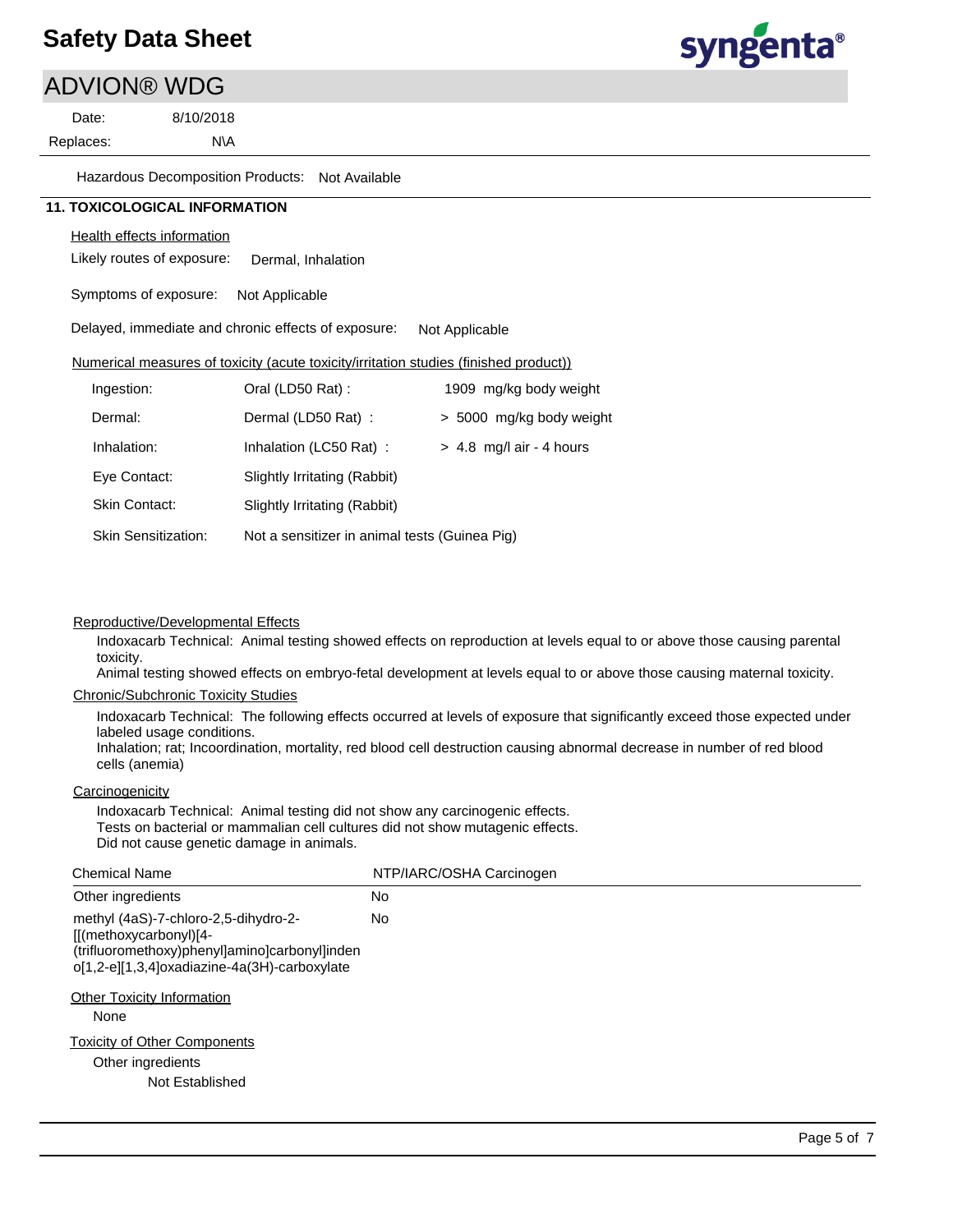Hazardous Decomposition Products: Not Available

## 11. TOXICOLOGICAL INFORMATION

Health effects information

Likely routes of exposure: Dermal, Inhalation

Symptoms of exposure: Not Applicable

Delayed, immediate and chronic effects of exposure: Not Applicable

Numerical measures of toxicity (acute toxicity/irritation studies (finished product))

| | | |
|---|---|---|
| Ingestion: | Oral (LD50 Rat) : | 1909 mg/kg body weight |
| Dermal: | Dermal (LD50 Rat) : | > 5000 mg/kg body weight |
| Inhalation: | Inhalation (LC50 Rat) : | > 4.8 mg/l air - 4 hours |
| Eye Contact: | Slightly Irritating (Rabbit) | |
| Skin Contact: | Slightly Irritating (Rabbit) | |
| Skin Sensitization: | Not a sensitizer in animal tests (Guinea Pig) | |

Reproductive/Developmental Effects

Indoxacarb Technical: Animal testing showed effects on reproduction at levels equal to or above those causing parental toxicity.
Animal testing showed effects on embryo-fetal development at levels equal to or above those causing maternal toxicity.

Chronic/Subchronic Toxicity Studies

Indoxacarb Technical: The following effects occurred at levels of exposure that significantly exceed those expected under labeled usage conditions.
Inhalation; rat; Incoordination, mortality, red blood cell destruction causing abnormal decrease in number of red blood cells (anemia)

Carcinogenicity

Indoxacarb Technical: Animal testing did not show any carcinogenic effects.
Tests on bacterial or mammalian cell cultures did not show mutagenic effects.
Did not cause genetic damage in animals.

| Chemical Name | NTP/IARC/OSHA Carcinogen |
|---|---|
| Other ingredients | No |
| methyl (4aS)-7-chloro-2,5-dihydro-2-[[(methoxycarbonyl)[4-(trifluoromethoxy)phenyl]amino]carbonyl]indeno[1,2-e][1,3,4]oxadiazine-4a(3H)-carboxylate | No |

Other Toxicity Information

None

Toxicity of Other Components

Other ingredients

Not Established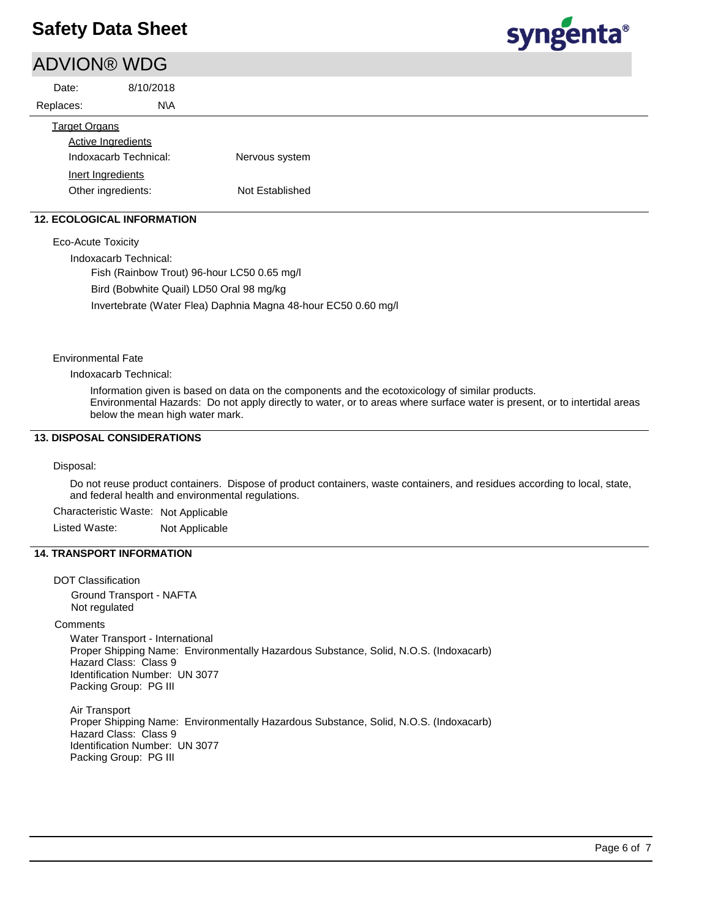Target Organs

Active Ingredients

Indoxacarb Technical: Nervous system

Inert Ingredients

Other ingredients: Not Established

## 12. ECOLOGICAL INFORMATION

Eco-Acute Toxicity

Indoxacarb Technical:

Fish (Rainbow Trout) 96-hour LC50 0.65 mg/l

Bird (Bobwhite Quail) LD50 Oral 98 mg/kg

Invertebrate (Water Flea) Daphnia Magna 48-hour EC50 0.60 mg/l

Environmental Fate

Indoxacarb Technical:

Information given is based on data on the components and the ecotoxicology of similar products.
Environmental Hazards: Do not apply directly to water, or to areas where surface water is present, or to intertidal areas below the mean high water mark.

## 13. DISPOSAL CONSIDERATIONS

Disposal:

Do not reuse product containers. Dispose of product containers, waste containers, and residues according to local, state, and federal health and environmental regulations.

Characteristic Waste: Not Applicable

Listed Waste: Not Applicable

## 14. TRANSPORT INFORMATION

DOT Classification

Ground Transport - NAFTA
Not regulated

Comments

Water Transport - International
Proper Shipping Name: Environmentally Hazardous Substance, Solid, N.O.S. (Indoxacarb)
Hazard Class: Class 9
Identification Number: UN 3077
Packing Group: PG III

Air Transport
Proper Shipping Name: Environmentally Hazardous Substance, Solid, N.O.S. (Indoxacarb)
Hazard Class: Class 9
Identification Number: UN 3077
Packing Group: PG III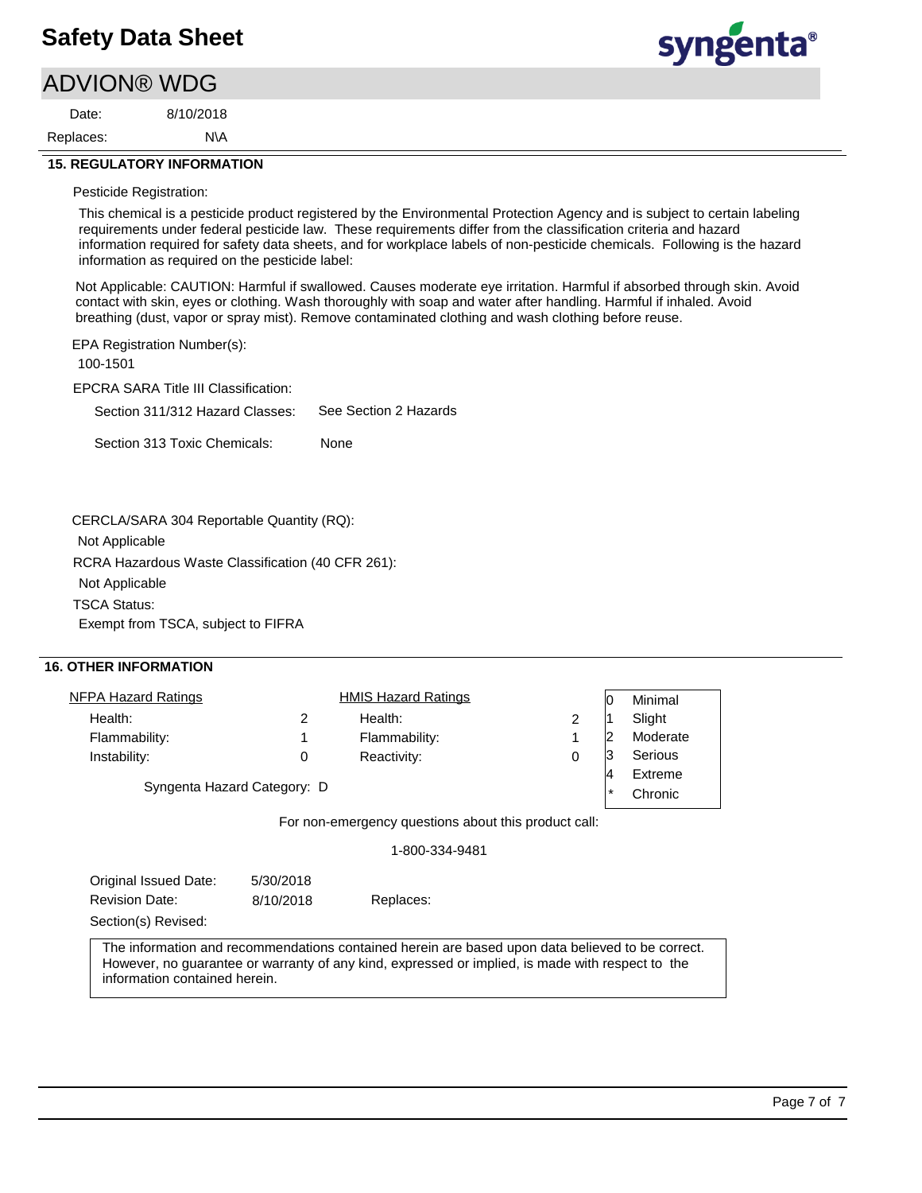## 15. REGULATORY INFORMATION

Pesticide Registration:

This chemical is a pesticide product registered by the Environmental Protection Agency and is subject to certain labeling requirements under federal pesticide law. These requirements differ from the classification criteria and hazard information required for safety data sheets, and for workplace labels of non-pesticide chemicals. Following is the hazard information as required on the pesticide label:

Not Applicable: CAUTION: Harmful if swallowed. Causes moderate eye irritation. Harmful if absorbed through skin. Avoid contact with skin, eyes or clothing. Wash thoroughly with soap and water after handling. Harmful if inhaled. Avoid breathing (dust, vapor or spray mist). Remove contaminated clothing and wash clothing before reuse.

EPA Registration Number(s):

100-1501

EPCRA SARA Title III Classification:

Section 311/312 Hazard Classes: See Section 2 Hazards

Section 313 Toxic Chemicals: None

CERCLA/SARA 304 Reportable Quantity (RQ):

Not Applicable

RCRA Hazardous Waste Classification (40 CFR 261):

Not Applicable

TSCA Status:

Exempt from TSCA, subject to FIFRA

## 16. OTHER INFORMATION

| NFPA Hazard Ratings | | HMIS Hazard Ratings | |
|---|---|---|---|
| Health: | 2 | Health: | 2 |
| Flammability: | 1 | Flammability: | 1 |
| Instability: | 0 | Reactivity: | 0 |

| | |
|---|---|
| 0 | Minimal |
| 1 | Slight |
| 2 | Moderate |
| 3 | Serious |
| 4 | Extreme |
| * | Chronic |

Syngenta Hazard Category: D

For non-emergency questions about this product call:

1-800-334-9481

Original Issued Date: 5/30/2018

Revision Date: 8/10/2018 Replaces:

Section(s) Revised:

The information and recommendations contained herein are based upon data believed to be correct. However, no guarantee or warranty of any kind, expressed or implied, is made with respect to the information contained herein.